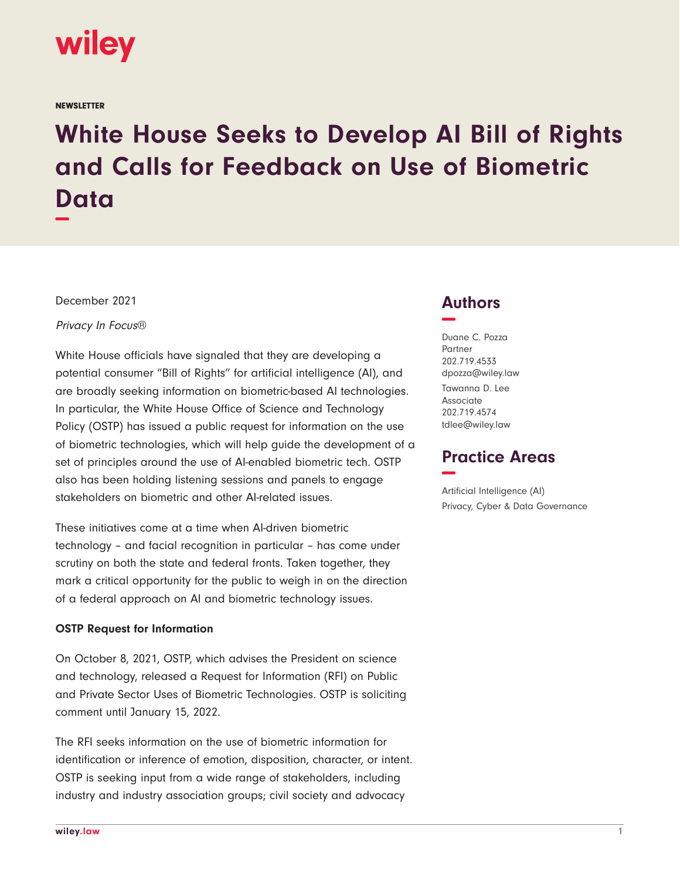wiley

NEWSLETTER

# White House Seeks to Develop AI Bill of Rights and Calls for Feedback on Use of Biometric Data

December 2021

*Privacy In Focus®*

White House officials have signaled that they are developing a potential consumer "Bill of Rights" for artificial intelligence (AI), and are broadly seeking information on biometric-based AI technologies. In particular, the White House Office of Science and Technology Policy (OSTP) has issued a public request for information on the use of biometric technologies, which will help guide the development of a set of principles around the use of AI-enabled biometric tech. OSTP also has been holding listening sessions and panels to engage stakeholders on biometric and other AI-related issues.

These initiatives come at a time when AI-driven biometric technology – and facial recognition in particular – has come under scrutiny on both the state and federal fronts. Taken together, they mark a critical opportunity for the public to weigh in on the direction of a federal approach on AI and biometric technology issues.

**OSTP Request for Information**

On October 8, 2021, OSTP, which advises the President on science and technology, released a Request for Information (RFI) on Public and Private Sector Uses of Biometric Technologies. OSTP is soliciting comment until January 15, 2022.

The RFI seeks information on the use of biometric information for identification or inference of emotion, disposition, character, or intent. OSTP is seeking input from a wide range of stakeholders, including industry and industry association groups; civil society and advocacy

## Authors

Duane C. Pozza
Partner
202.719.4533
dpozza@wiley.law

Tawanna D. Lee
Associate
202.719.4574
tdlee@wiley.law

## Practice Areas

Artificial Intelligence (AI)
Privacy, Cyber & Data Governance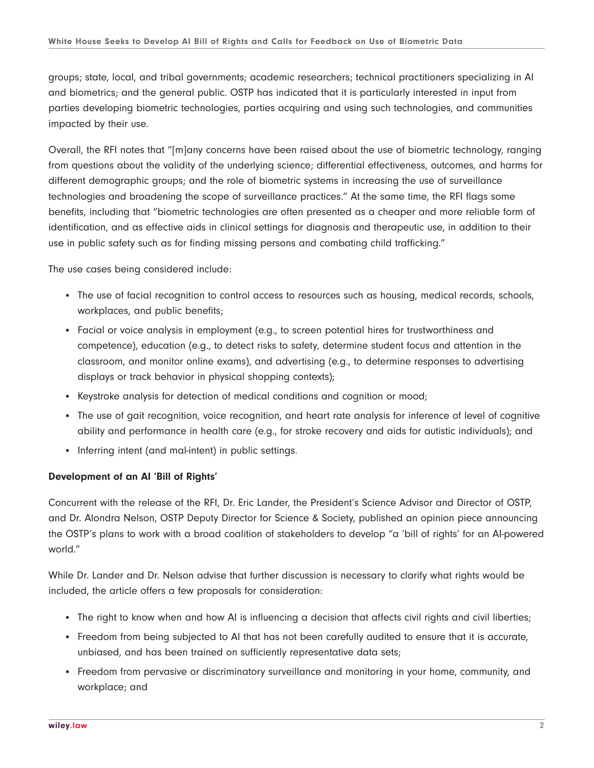groups; state, local, and tribal governments; academic researchers; technical practitioners specializing in AI and biometrics; and the general public. OSTP has indicated that it is particularly interested in input from parties developing biometric technologies, parties acquiring and using such technologies, and communities impacted by their use.

Overall, the RFI notes that "[m]any concerns have been raised about the use of biometric technology, ranging from questions about the validity of the underlying science; differential effectiveness, outcomes, and harms for different demographic groups; and the role of biometric systems in increasing the use of surveillance technologies and broadening the scope of surveillance practices." At the same time, the RFI flags some benefits, including that "biometric technologies are often presented as a cheaper and more reliable form of identification, and as effective aids in clinical settings for diagnosis and therapeutic use, in addition to their use in public safety such as for finding missing persons and combating child trafficking."

The use cases being considered include:

- The use of facial recognition to control access to resources such as housing, medical records, schools, workplaces, and public benefits;
- Facial or voice analysis in employment (e.g., to screen potential hires for trustworthiness and competence), education (e.g., to detect risks to safety, determine student focus and attention in the classroom, and monitor online exams), and advertising (e.g., to determine responses to advertising displays or track behavior in physical shopping contexts);
- Keystroke analysis for detection of medical conditions and cognition or mood;
- The use of gait recognition, voice recognition, and heart rate analysis for inference of level of cognitive ability and performance in health care (e.g., for stroke recovery and aids for autistic individuals); and
- Inferring intent (and mal-intent) in public settings.

**Development of an AI 'Bill of Rights'**

Concurrent with the release of the RFI, Dr. Eric Lander, the President's Science Advisor and Director of OSTP, and Dr. Alondra Nelson, OSTP Deputy Director for Science & Society, published an opinion piece announcing the OSTP's plans to work with a broad coalition of stakeholders to develop "a 'bill of rights' for an AI-powered world."

While Dr. Lander and Dr. Nelson advise that further discussion is necessary to clarify what rights would be included, the article offers a few proposals for consideration:

- The right to know when and how AI is influencing a decision that affects civil rights and civil liberties;
- Freedom from being subjected to AI that has not been carefully audited to ensure that it is accurate, unbiased, and has been trained on sufficiently representative data sets;
- Freedom from pervasive or discriminatory surveillance and monitoring in your home, community, and workplace; and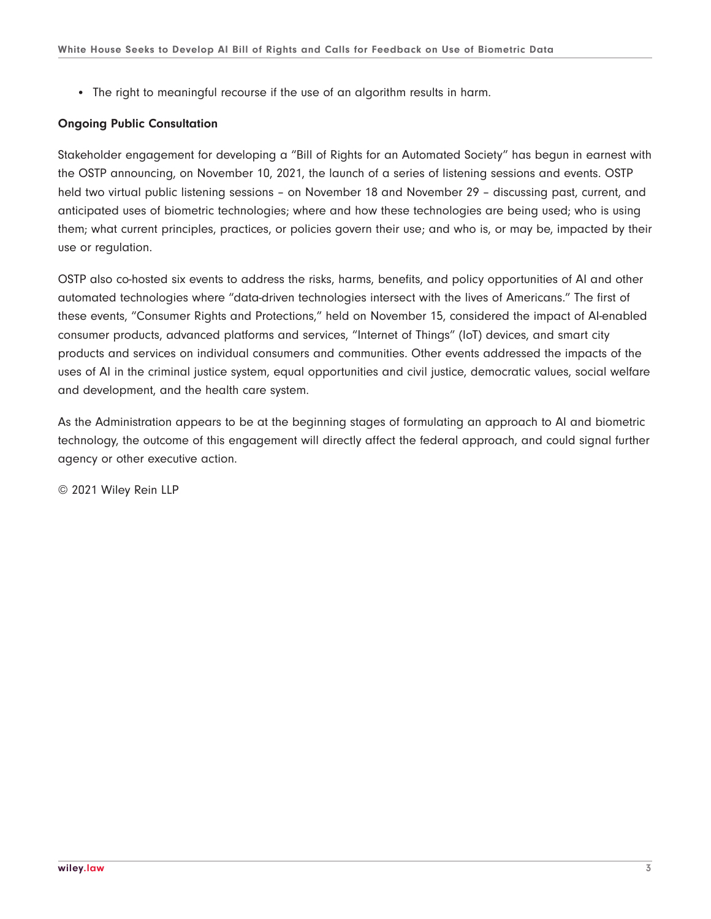- The right to meaningful recourse if the use of an algorithm results in harm.

**Ongoing Public Consultation**

Stakeholder engagement for developing a "Bill of Rights for an Automated Society" has begun in earnest with the OSTP announcing, on November 10, 2021, the launch of a series of listening sessions and events. OSTP held two virtual public listening sessions – on November 18 and November 29 – discussing past, current, and anticipated uses of biometric technologies; where and how these technologies are being used; who is using them; what current principles, practices, or policies govern their use; and who is, or may be, impacted by their use or regulation.

OSTP also co-hosted six events to address the risks, harms, benefits, and policy opportunities of AI and other automated technologies where "data-driven technologies intersect with the lives of Americans." The first of these events, "Consumer Rights and Protections," held on November 15, considered the impact of AI-enabled consumer products, advanced platforms and services, "Internet of Things" (IoT) devices, and smart city products and services on individual consumers and communities. Other events addressed the impacts of the uses of AI in the criminal justice system, equal opportunities and civil justice, democratic values, social welfare and development, and the health care system.

As the Administration appears to be at the beginning stages of formulating an approach to AI and biometric technology, the outcome of this engagement will directly affect the federal approach, and could signal further agency or other executive action.

© 2021 Wiley Rein LLP